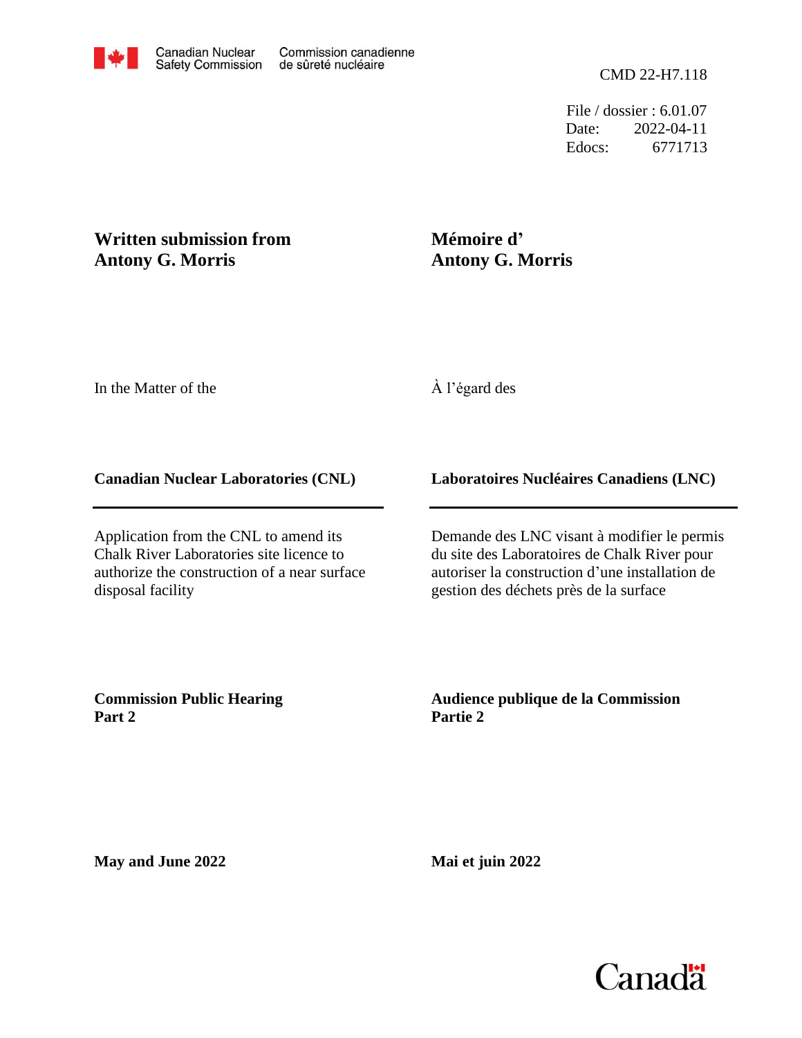Canadian Nuclear Safety Commission / Commission canadienne de sûreté nucléaire

CMD 22-H7.118

File / dossier : 6.01.07
Date: 2022-04-11
Edocs: 6771713

**Written submission from Antony G. Morris**

**Mémoire d' Antony G. Morris**

In the Matter of the

À l'égard des

**Canadian Nuclear Laboratories (CNL)**

**Laboratoires Nucléaires Canadiens (LNC)**

Application from the CNL to amend its Chalk River Laboratories site licence to authorize the construction of a near surface disposal facility

Demande des LNC visant à modifier le permis du site des Laboratoires de Chalk River pour autoriser la construction d'une installation de gestion des déchets près de la surface

**Commission Public Hearing Part 2**

**Audience publique de la Commission Partie 2**

**May and June 2022**

**Mai et juin 2022**

Canada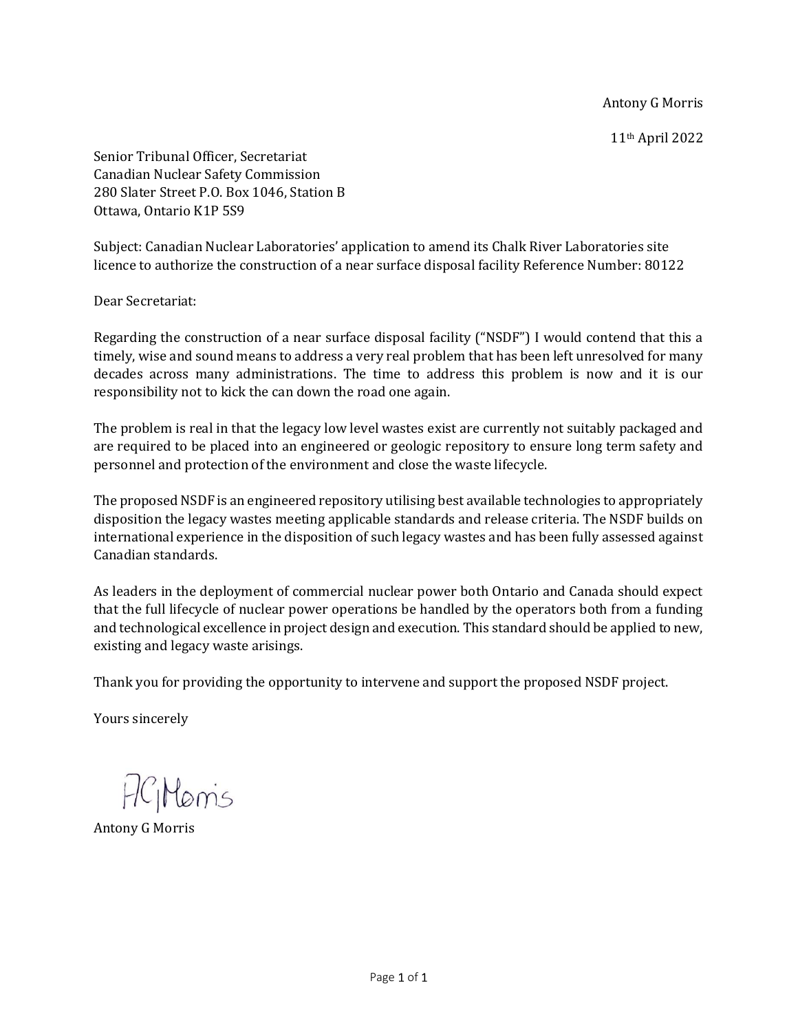Antony G Morris

11th April 2022

Senior Tribunal Officer, Secretariat
Canadian Nuclear Safety Commission
280 Slater Street P.O. Box 1046, Station B
Ottawa, Ontario K1P 5S9

Subject: Canadian Nuclear Laboratories' application to amend its Chalk River Laboratories site licence to authorize the construction of a near surface disposal facility Reference Number: 80122

Dear Secretariat:

Regarding the construction of a near surface disposal facility ("NSDF") I would contend that this a timely, wise and sound means to address a very real problem that has been left unresolved for many decades across many administrations. The time to address this problem is now and it is our responsibility not to kick the can down the road one again.

The problem is real in that the legacy low level wastes exist are currently not suitably packaged and are required to be placed into an engineered or geologic repository to ensure long term safety and personnel and protection of the environment and close the waste lifecycle.

The proposed NSDF is an engineered repository utilising best available technologies to appropriately disposition the legacy wastes meeting applicable standards and release criteria. The NSDF builds on international experience in the disposition of such legacy wastes and has been fully assessed against Canadian standards.

As leaders in the deployment of commercial nuclear power both Ontario and Canada should expect that the full lifecycle of nuclear power operations be handled by the operators both from a funding and technological excellence in project design and execution. This standard should be applied to new, existing and legacy waste arisings.

Thank you for providing the opportunity to intervene and support the proposed NSDF project.

Yours sincerely

AGMorris

Antony G Morris